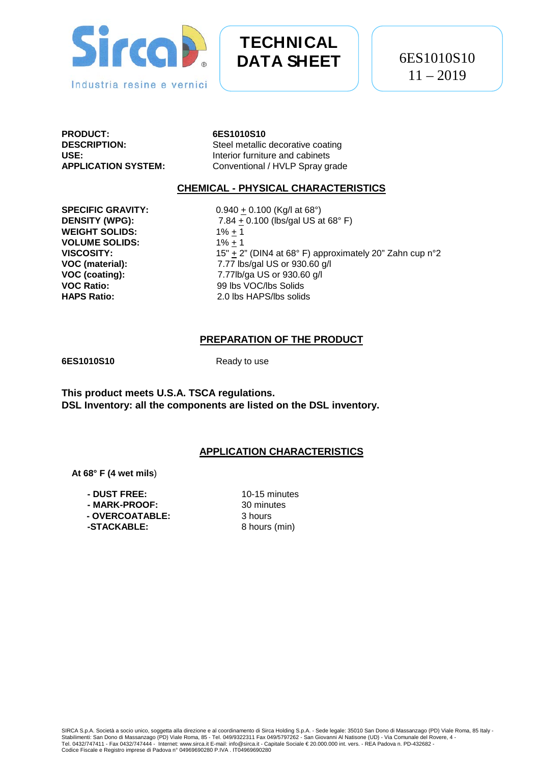Sirca®
Industria resine e vernici

# TECHNICAL DATA SHEET

6ES1010S10
11 – 2019

**PRODUCT:** **6ES1010S10**
**DESCRIPTION:** Steel metallic decorative coating
**USE:** Interior furniture and cabinets
**APPLICATION SYSTEM:** Conventional / HVLP Spray grade

## CHEMICAL - PHYSICAL CHARACTERISTICS

| | |
|---|---|
| **SPECIFIC GRAVITY:** | 0.940 ± 0.100 (Kg/l at 68°) |
| **DENSITY (WPG):** | 7.84 ± 0.100 (lbs/gal US at 68° F) |
| **WEIGHT SOLIDS:** | 1% ± 1 |
| **VOLUME SOLIDS:** | 1% ± 1 |
| **VISCOSITY:** | 15" ± 2" (DIN4 at 68° F) approximately 20" Zahn cup n°2 |
| **VOC (material):** | 7.77 lbs/gal US or 930.60 g/l |
| **VOC (coating):** | 7.77lb/ga US or 930.60 g/l |
| **VOC Ratio:** | 99 lbs VOC/lbs Solids |
| **HAPS Ratio:** | 2.0 lbs HAPS/lbs solids |

## PREPARATION OF THE PRODUCT

**6ES1010S10** Ready to use

**This product meets U.S.A. TSCA regulations.**
**DSL Inventory: all the components are listed on the DSL inventory.**

## APPLICATION CHARACTERISTICS

**At 68° F (4 wet mils**)

| | |
|---|---|
| **- DUST FREE:** | 10-15 minutes |
| **- MARK-PROOF:** | 30 minutes |
| **- OVERCOATABLE:** | 3 hours |
| **-STACKABLE:** | 8 hours (min) |

SIRCA S.p.A. Società a socio unico, soggetta alla direzione e al coordinamento di Sirca Holding S.p.A. - Sede legale: 35010 San Dono di Massanzago (PD) Viale Roma, 85 Italy - Stabilimenti: San Dono di Massanzago (PD) Viale Roma, 85 - Tel. 049/9322311 Fax 049/5797262 - San Giovanni Al Natisone (UD) - Via Comunale del Rovere, 4 - Tel. 0432/747411 - Fax 0432/747444 - Internet: www.sirca.it E-mail: info@sirca.it - Capitale Sociale € 20.000.000 int. vers. - REA Padova n. PD-432682 - Codice Fiscale e Registro imprese di Padova n° 04969690280 P.IVA . IT04969690280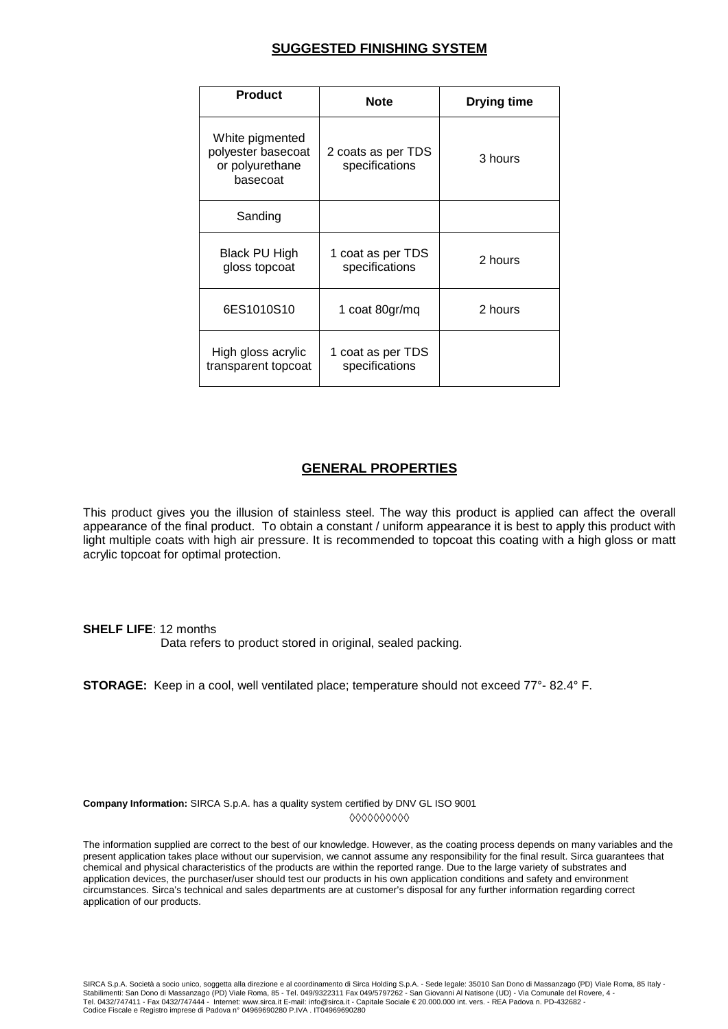## SUGGESTED FINISHING SYSTEM

| Product | Note | Drying time |
|---|---|---|
| White pigmented polyester basecoat or polyurethane basecoat | 2 coats as per TDS specifications | 3 hours |
| Sanding | | |
| Black PU High gloss topcoat | 1 coat as per TDS specifications | 2 hours |
| 6ES1010S10 | 1 coat 80gr/mq | 2 hours |
| High gloss acrylic transparent topcoat | 1 coat as per TDS specifications | |

## GENERAL PROPERTIES

This product gives you the illusion of stainless steel. The way this product is applied can affect the overall appearance of the final product. To obtain a constant / uniform appearance it is best to apply this product with light multiple coats with high air pressure. It is recommended to topcoat this coating with a high gloss or matt acrylic topcoat for optimal protection.

**SHELF LIFE**: 12 months
Data refers to product stored in original, sealed packing.

**STORAGE:** Keep in a cool, well ventilated place; temperature should not exceed 77°- 82.4° F.

**Company Information:** SIRCA S.p.A. has a quality system certified by DNV GL ISO 9001

◊◊◊◊◊◊◊◊◊◊

The information supplied are correct to the best of our knowledge. However, as the coating process depends on many variables and the present application takes place without our supervision, we cannot assume any responsibility for the final result. Sirca guarantees that chemical and physical characteristics of the products are within the reported range. Due to the large variety of substrates and application devices, the purchaser/user should test our products in his own application conditions and safety and environment circumstances. Sirca's technical and sales departments are at customer's disposal for any further information regarding correct application of our products.

SIRCA S.p.A. Società a socio unico, soggetta alla direzione e al coordinamento di Sirca Holding S.p.A. - Sede legale: 35010 San Dono di Massanzago (PD) Viale Roma, 85 Italy - Stabilimenti: San Dono di Massanzago (PD) Viale Roma, 85 - Tel. 049/9322311 Fax 049/5797262 - San Giovanni Al Natisone (UD) - Via Comunale del Rovere, 4 - Tel. 0432/747411 - Fax 0432/747444 - Internet: www.sirca.it E-mail: info@sirca.it - Capitale Sociale € 20.000.000 int. vers. - REA Padova n. PD-432682 - Codice Fiscale e Registro imprese di Padova n° 04969690280 P.IVA . IT04969690280